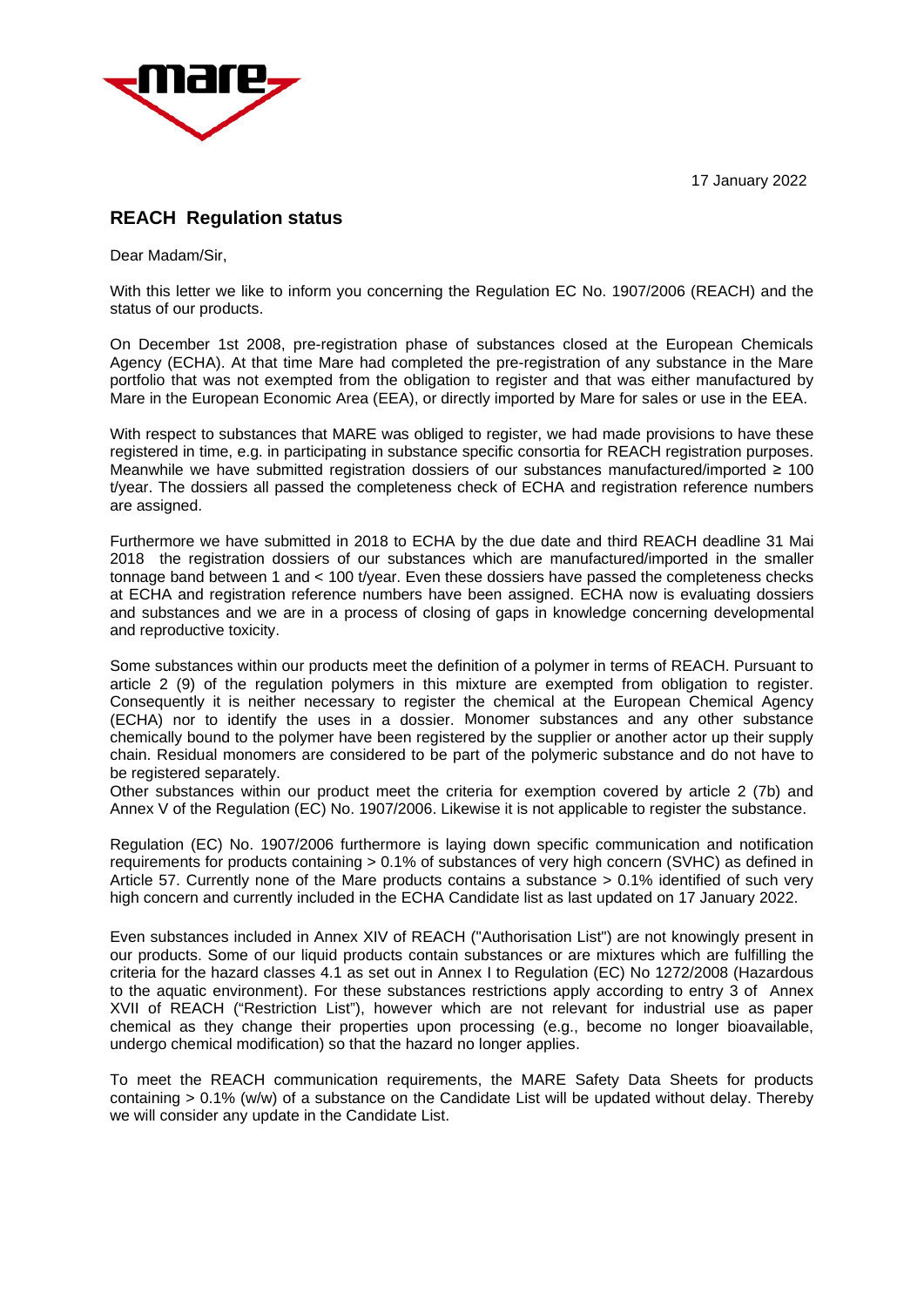17 January 2022

## REACH Regulation status

Dear Madam/Sir,

With this letter we like to inform you concerning the Regulation EC No. 1907/2006 (REACH) and the status of our products.

On December 1st 2008, pre-registration phase of substances closed at the European Chemicals Agency (ECHA). At that time Mare had completed the pre-registration of any substance in the Mare portfolio that was not exempted from the obligation to register and that was either manufactured by Mare in the European Economic Area (EEA), or directly imported by Mare for sales or use in the EEA.

With respect to substances that MARE was obliged to register, we had made provisions to have these registered in time, e.g. in participating in substance specific consortia for REACH registration purposes. Meanwhile we have submitted registration dossiers of our substances manufactured/imported ≥ 100 t/year. The dossiers all passed the completeness check of ECHA and registration reference numbers are assigned.

Furthermore we have submitted in 2018 to ECHA by the due date and third REACH deadline 31 Mai 2018 the registration dossiers of our substances which are manufactured/imported in the smaller tonnage band between 1 and < 100 t/year. Even these dossiers have passed the completeness checks at ECHA and registration reference numbers have been assigned. ECHA now is evaluating dossiers and substances and we are in a process of closing of gaps in knowledge concerning developmental and reproductive toxicity.

Some substances within our products meet the definition of a polymer in terms of REACH. Pursuant to article 2 (9) of the regulation polymers in this mixture are exempted from obligation to register. Consequently it is neither necessary to register the chemical at the European Chemical Agency (ECHA) nor to identify the uses in a dossier. Monomer substances and any other substance chemically bound to the polymer have been registered by the supplier or another actor up their supply chain. Residual monomers are considered to be part of the polymeric substance and do not have to be registered separately.
Other substances within our product meet the criteria for exemption covered by article 2 (7b) and Annex V of the Regulation (EC) No. 1907/2006. Likewise it is not applicable to register the substance.

Regulation (EC) No. 1907/2006 furthermore is laying down specific communication and notification requirements for products containing > 0.1% of substances of very high concern (SVHC) as defined in Article 57. Currently none of the Mare products contains a substance > 0.1% identified of such very high concern and currently included in the ECHA Candidate list as last updated on 17 January 2022.

Even substances included in Annex XIV of REACH ("Authorisation List") are not knowingly present in our products. Some of our liquid products contain substances or are mixtures which are fulfilling the criteria for the hazard classes 4.1 as set out in Annex I to Regulation (EC) No 1272/2008 (Hazardous to the aquatic environment). For these substances restrictions apply according to entry 3 of Annex XVII of REACH ("Restriction List"), however which are not relevant for industrial use as paper chemical as they change their properties upon processing (e.g., become no longer bioavailable, undergo chemical modification) so that the hazard no longer applies.

To meet the REACH communication requirements, the MARE Safety Data Sheets for products containing > 0.1% (w/w) of a substance on the Candidate List will be updated without delay. Thereby we will consider any update in the Candidate List.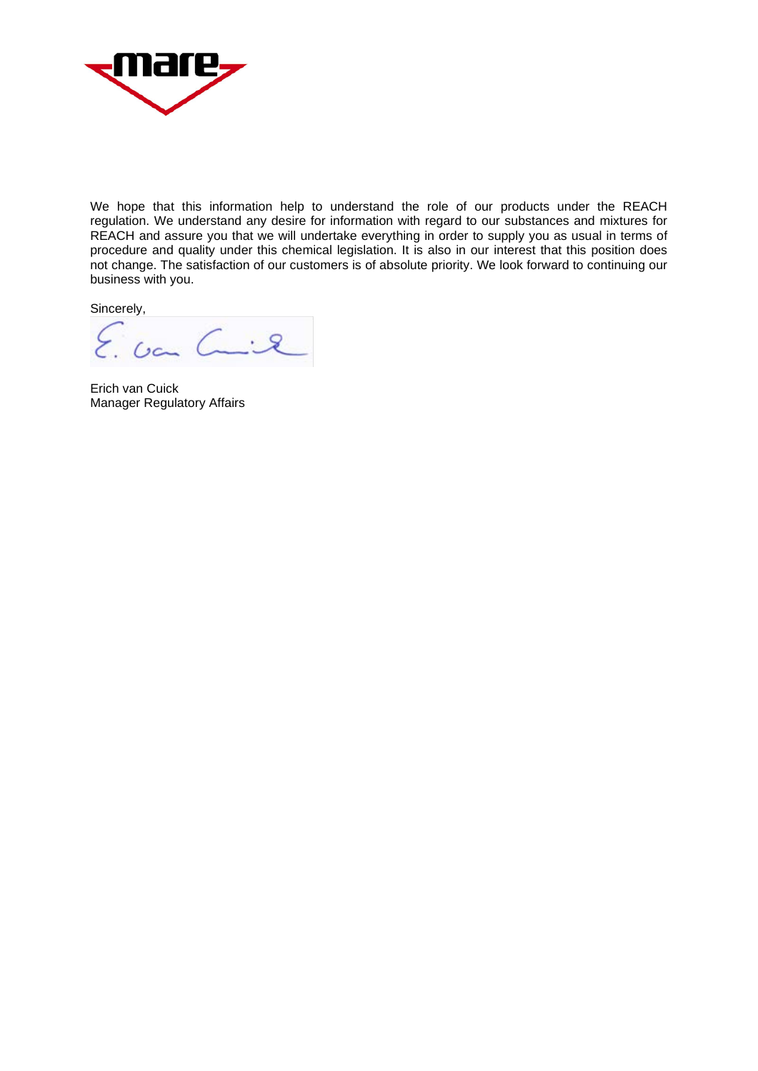We hope that this information help to understand the role of our products under the REACH regulation. We understand any desire for information with regard to our substances and mixtures for REACH and assure you that we will undertake everything in order to supply you as usual in terms of procedure and quality under this chemical legislation. It is also in our interest that this position does not change. The satisfaction of our customers is of absolute priority. We look forward to continuing our business with you.

Sincerely,

Erich van Cuick
Manager Regulatory Affairs